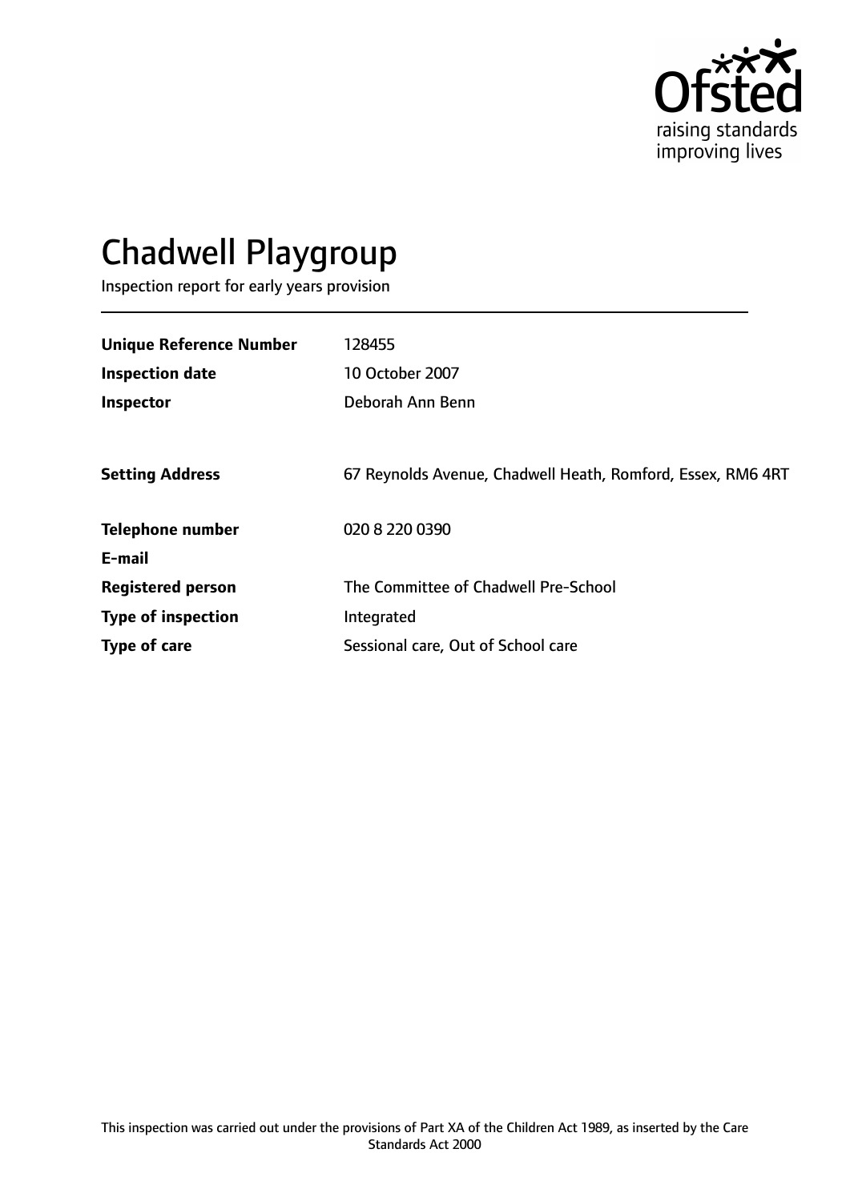# Chadwell Playgroup

Inspection report for early years provision

| | |
|---|---|
| **Unique Reference Number** | 128455 |
| **Inspection date** | 10 October 2007 |
| **Inspector** | Deborah Ann Benn |
| **Setting Address** | 67 Reynolds Avenue, Chadwell Heath, Romford, Essex, RM6 4RT |
| **Telephone number** | 020 8 220 0390 |
| **E-mail** | |
| **Registered person** | The Committee of Chadwell Pre-School |
| **Type of inspection** | Integrated |
| **Type of care** | Sessional care, Out of School care |

This inspection was carried out under the provisions of Part XA of the Children Act 1989, as inserted by the Care Standards Act 2000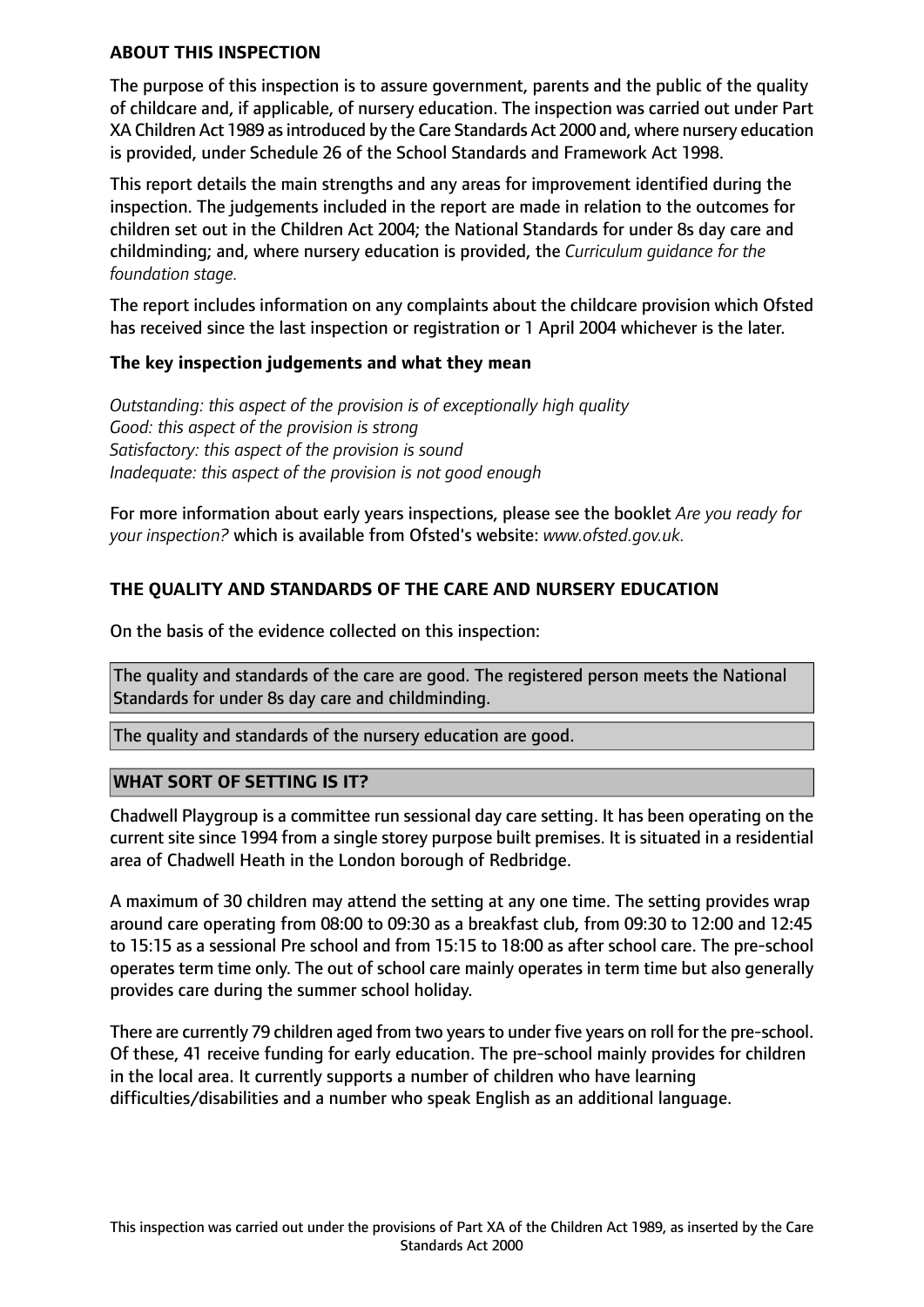## ABOUT THIS INSPECTION

The purpose of this inspection is to assure government, parents and the public of the quality of childcare and, if applicable, of nursery education. The inspection was carried out under Part XA Children Act 1989 as introduced by the Care Standards Act 2000 and, where nursery education is provided, under Schedule 26 of the School Standards and Framework Act 1998.

This report details the main strengths and any areas for improvement identified during the inspection. The judgements included in the report are made in relation to the outcomes for children set out in the Children Act 2004; the National Standards for under 8s day care and childminding; and, where nursery education is provided, the *Curriculum guidance for the foundation stage.*

The report includes information on any complaints about the childcare provision which Ofsted has received since the last inspection or registration or 1 April 2004 whichever is the later.

### The key inspection judgements and what they mean

*Outstanding: this aspect of the provision is of exceptionally high quality*
*Good: this aspect of the provision is strong*
*Satisfactory: this aspect of the provision is sound*
*Inadequate: this aspect of the provision is not good enough*

For more information about early years inspections, please see the booklet *Are you ready for your inspection?* which is available from Ofsted's website: *www.ofsted.gov.uk.*

## THE QUALITY AND STANDARDS OF THE CARE AND NURSERY EDUCATION

On the basis of the evidence collected on this inspection:

The quality and standards of the care are good. The registered person meets the National Standards for under 8s day care and childminding.

The quality and standards of the nursery education are good.

## WHAT SORT OF SETTING IS IT?

Chadwell Playgroup is a committee run sessional day care setting. It has been operating on the current site since 1994 from a single storey purpose built premises. It is situated in a residential area of Chadwell Heath in the London borough of Redbridge.

A maximum of 30 children may attend the setting at any one time. The setting provides wrap around care operating from 08:00 to 09:30 as a breakfast club, from 09:30 to 12:00 and 12:45 to 15:15 as a sessional Pre school and from 15:15 to 18:00 as after school care. The pre-school operates term time only. The out of school care mainly operates in term time but also generally provides care during the summer school holiday.

There are currently 79 children aged from two years to under five years on roll for the pre-school. Of these, 41 receive funding for early education. The pre-school mainly provides for children in the local area. It currently supports a number of children who have learning difficulties/disabilities and a number who speak English as an additional language.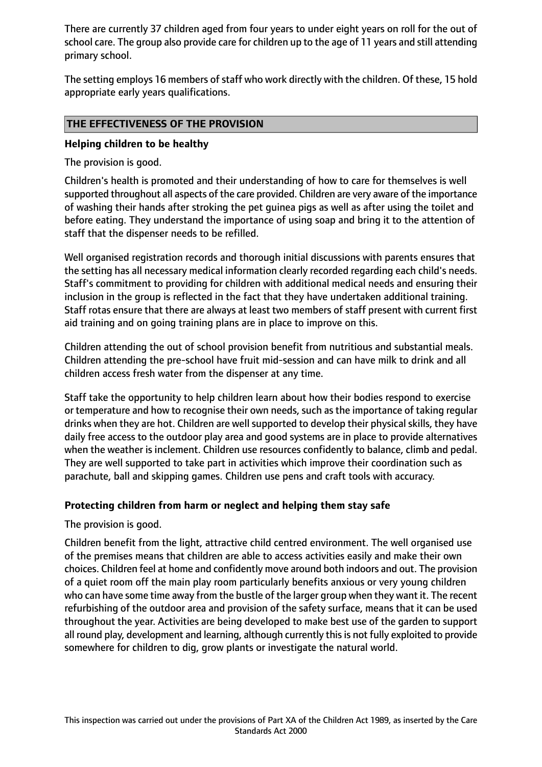There are currently 37 children aged from four years to under eight years on roll for the out of school care. The group also provide care for children up to the age of 11 years and still attending primary school.

The setting employs 16 members of staff who work directly with the children. Of these, 15 hold appropriate early years qualifications.

## THE EFFECTIVENESS OF THE PROVISION

### Helping children to be healthy

The provision is good.

Children's health is promoted and their understanding of how to care for themselves is well supported throughout all aspects of the care provided. Children are very aware of the importance of washing their hands after stroking the pet guinea pigs as well as after using the toilet and before eating. They understand the importance of using soap and bring it to the attention of staff that the dispenser needs to be refilled.

Well organised registration records and thorough initial discussions with parents ensures that the setting has all necessary medical information clearly recorded regarding each child's needs. Staff's commitment to providing for children with additional medical needs and ensuring their inclusion in the group is reflected in the fact that they have undertaken additional training. Staff rotas ensure that there are always at least two members of staff present with current first aid training and on going training plans are in place to improve on this.

Children attending the out of school provision benefit from nutritious and substantial meals. Children attending the pre-school have fruit mid-session and can have milk to drink and all children access fresh water from the dispenser at any time.

Staff take the opportunity to help children learn about how their bodies respond to exercise or temperature and how to recognise their own needs, such as the importance of taking regular drinks when they are hot. Children are well supported to develop their physical skills, they have daily free access to the outdoor play area and good systems are in place to provide alternatives when the weather is inclement. Children use resources confidently to balance, climb and pedal. They are well supported to take part in activities which improve their coordination such as parachute, ball and skipping games. Children use pens and craft tools with accuracy.

### Protecting children from harm or neglect and helping them stay safe

The provision is good.

Children benefit from the light, attractive child centred environment. The well organised use of the premises means that children are able to access activities easily and make their own choices. Children feel at home and confidently move around both indoors and out. The provision of a quiet room off the main play room particularly benefits anxious or very young children who can have some time away from the bustle of the larger group when they want it. The recent refurbishing of the outdoor area and provision of the safety surface, means that it can be used throughout the year. Activities are being developed to make best use of the garden to support all round play, development and learning, although currently this is not fully exploited to provide somewhere for children to dig, grow plants or investigate the natural world.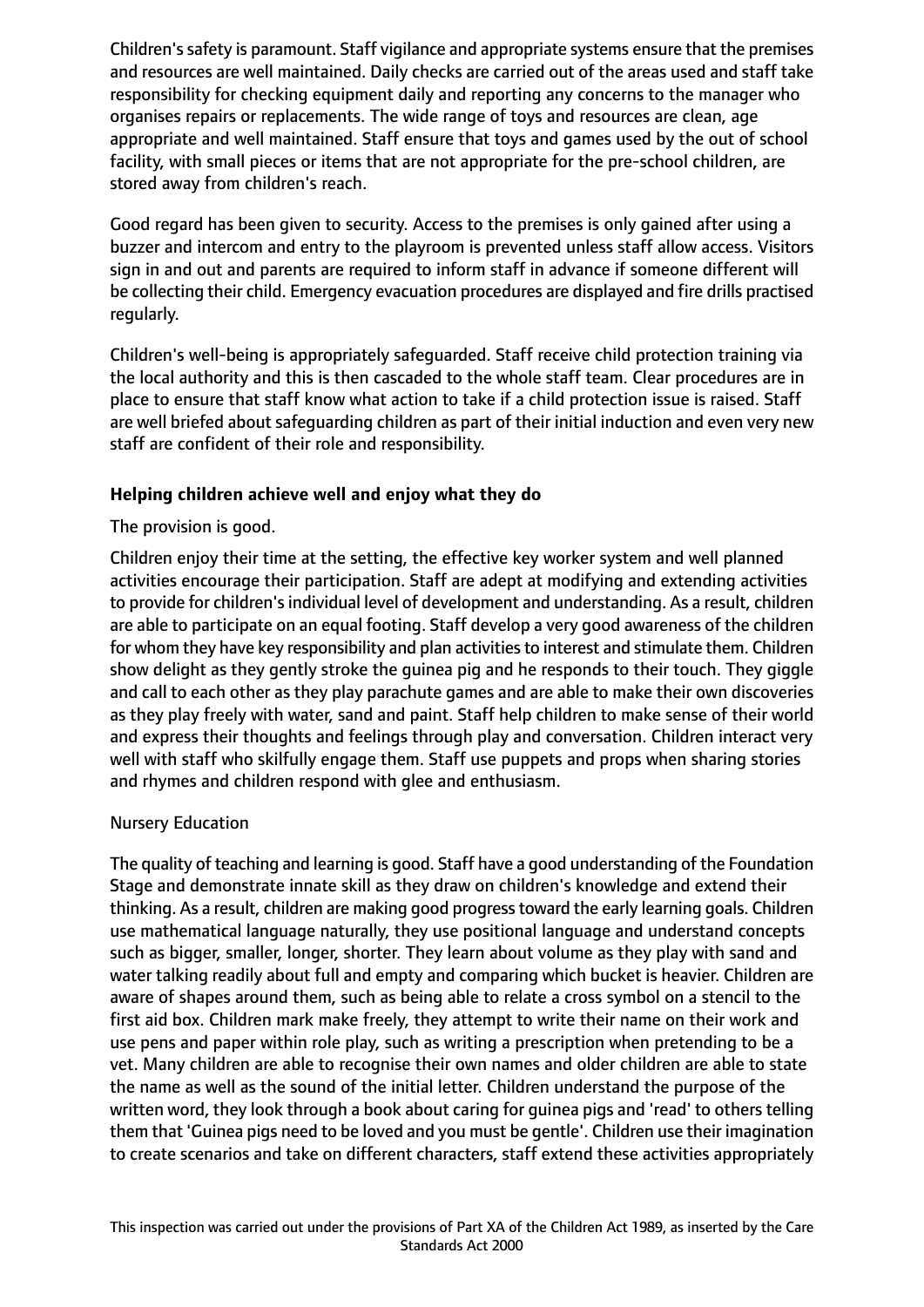Children's safety is paramount. Staff vigilance and appropriate systems ensure that the premises and resources are well maintained. Daily checks are carried out of the areas used and staff take responsibility for checking equipment daily and reporting any concerns to the manager who organises repairs or replacements. The wide range of toys and resources are clean, age appropriate and well maintained. Staff ensure that toys and games used by the out of school facility, with small pieces or items that are not appropriate for the pre-school children, are stored away from children's reach.

Good regard has been given to security. Access to the premises is only gained after using a buzzer and intercom and entry to the playroom is prevented unless staff allow access. Visitors sign in and out and parents are required to inform staff in advance if someone different will be collecting their child. Emergency evacuation procedures are displayed and fire drills practised regularly.

Children's well-being is appropriately safeguarded. Staff receive child protection training via the local authority and this is then cascaded to the whole staff team. Clear procedures are in place to ensure that staff know what action to take if a child protection issue is raised. Staff are well briefed about safeguarding children as part of their initial induction and even very new staff are confident of their role and responsibility.

**Helping children achieve well and enjoy what they do**

The provision is good.

Children enjoy their time at the setting, the effective key worker system and well planned activities encourage their participation. Staff are adept at modifying and extending activities to provide for children's individual level of development and understanding. As a result, children are able to participate on an equal footing. Staff develop a very good awareness of the children for whom they have key responsibility and plan activities to interest and stimulate them. Children show delight as they gently stroke the guinea pig and he responds to their touch. They giggle and call to each other as they play parachute games and are able to make their own discoveries as they play freely with water, sand and paint. Staff help children to make sense of their world and express their thoughts and feelings through play and conversation. Children interact very well with staff who skilfully engage them. Staff use puppets and props when sharing stories and rhymes and children respond with glee and enthusiasm.

Nursery Education

The quality of teaching and learning is good. Staff have a good understanding of the Foundation Stage and demonstrate innate skill as they draw on children's knowledge and extend their thinking. As a result, children are making good progress toward the early learning goals. Children use mathematical language naturally, they use positional language and understand concepts such as bigger, smaller, longer, shorter. They learn about volume as they play with sand and water talking readily about full and empty and comparing which bucket is heavier. Children are aware of shapes around them, such as being able to relate a cross symbol on a stencil to the first aid box. Children mark make freely, they attempt to write their name on their work and use pens and paper within role play, such as writing a prescription when pretending to be a vet. Many children are able to recognise their own names and older children are able to state the name as well as the sound of the initial letter. Children understand the purpose of the written word, they look through a book about caring for guinea pigs and 'read' to others telling them that 'Guinea pigs need to be loved and you must be gentle'. Children use their imagination to create scenarios and take on different characters, staff extend these activities appropriately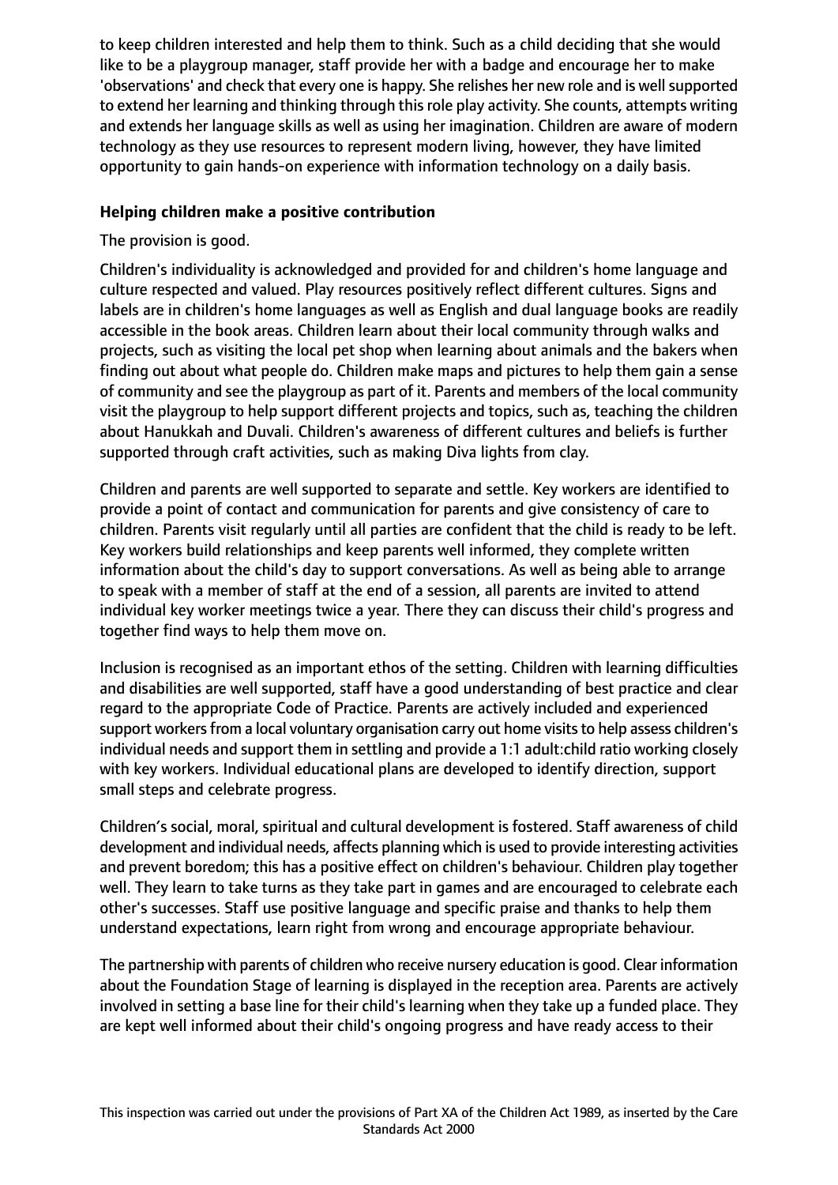to keep children interested and help them to think. Such as a child deciding that she would like to be a playgroup manager, staff provide her with a badge and encourage her to make 'observations' and check that every one is happy. She relishes her new role and is well supported to extend her learning and thinking through this role play activity. She counts, attempts writing and extends her language skills as well as using her imagination. Children are aware of modern technology as they use resources to represent modern living, however, they have limited opportunity to gain hands-on experience with information technology on a daily basis.

**Helping children make a positive contribution**

The provision is good.

Children's individuality is acknowledged and provided for and children's home language and culture respected and valued. Play resources positively reflect different cultures. Signs and labels are in children's home languages as well as English and dual language books are readily accessible in the book areas. Children learn about their local community through walks and projects, such as visiting the local pet shop when learning about animals and the bakers when finding out about what people do. Children make maps and pictures to help them gain a sense of community and see the playgroup as part of it. Parents and members of the local community visit the playgroup to help support different projects and topics, such as, teaching the children about Hanukkah and Duvali. Children's awareness of different cultures and beliefs is further supported through craft activities, such as making Diva lights from clay.

Children and parents are well supported to separate and settle. Key workers are identified to provide a point of contact and communication for parents and give consistency of care to children. Parents visit regularly until all parties are confident that the child is ready to be left. Key workers build relationships and keep parents well informed, they complete written information about the child's day to support conversations. As well as being able to arrange to speak with a member of staff at the end of a session, all parents are invited to attend individual key worker meetings twice a year. There they can discuss their child's progress and together find ways to help them move on.

Inclusion is recognised as an important ethos of the setting. Children with learning difficulties and disabilities are well supported, staff have a good understanding of best practice and clear regard to the appropriate Code of Practice. Parents are actively included and experienced support workers from a local voluntary organisation carry out home visits to help assess children's individual needs and support them in settling and provide a 1:1 adult:child ratio working closely with key workers. Individual educational plans are developed to identify direction, support small steps and celebrate progress.

Children's social, moral, spiritual and cultural development is fostered. Staff awareness of child development and individual needs, affects planning which is used to provide interesting activities and prevent boredom; this has a positive effect on children's behaviour. Children play together well. They learn to take turns as they take part in games and are encouraged to celebrate each other's successes. Staff use positive language and specific praise and thanks to help them understand expectations, learn right from wrong and encourage appropriate behaviour.

The partnership with parents of children who receive nursery education is good. Clear information about the Foundation Stage of learning is displayed in the reception area. Parents are actively involved in setting a base line for their child's learning when they take up a funded place. They are kept well informed about their child's ongoing progress and have ready access to their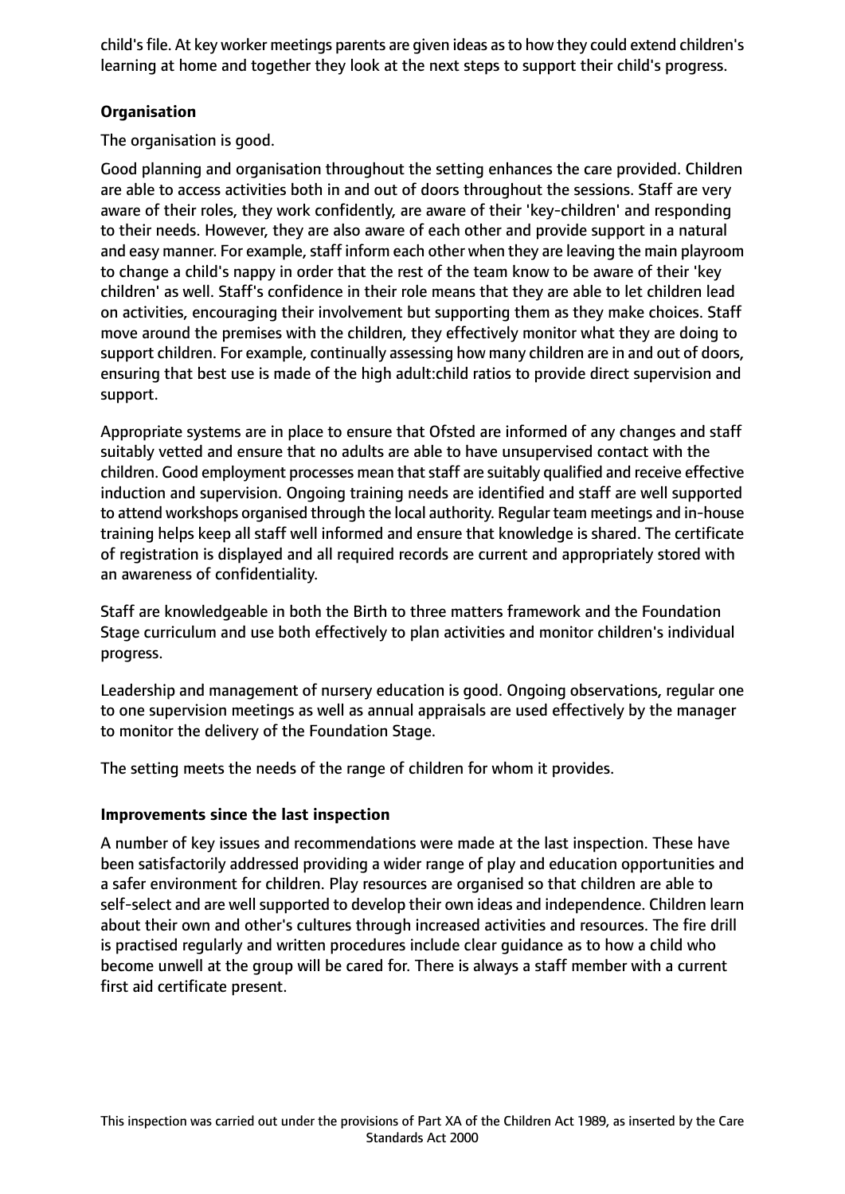child's file. At key worker meetings parents are given ideas as to how they could extend children's learning at home and together they look at the next steps to support their child's progress.

**Organisation**

The organisation is good.

Good planning and organisation throughout the setting enhances the care provided. Children are able to access activities both in and out of doors throughout the sessions. Staff are very aware of their roles, they work confidently, are aware of their 'key-children' and responding to their needs. However, they are also aware of each other and provide support in a natural and easy manner. For example, staff inform each other when they are leaving the main playroom to change a child's nappy in order that the rest of the team know to be aware of their 'key children' as well. Staff's confidence in their role means that they are able to let children lead on activities, encouraging their involvement but supporting them as they make choices. Staff move around the premises with the children, they effectively monitor what they are doing to support children. For example, continually assessing how many children are in and out of doors, ensuring that best use is made of the high adult:child ratios to provide direct supervision and support.

Appropriate systems are in place to ensure that Ofsted are informed of any changes and staff suitably vetted and ensure that no adults are able to have unsupervised contact with the children. Good employment processes mean that staff are suitably qualified and receive effective induction and supervision. Ongoing training needs are identified and staff are well supported to attend workshops organised through the local authority. Regular team meetings and in-house training helps keep all staff well informed and ensure that knowledge is shared. The certificate of registration is displayed and all required records are current and appropriately stored with an awareness of confidentiality.

Staff are knowledgeable in both the Birth to three matters framework and the Foundation Stage curriculum and use both effectively to plan activities and monitor children's individual progress.

Leadership and management of nursery education is good. Ongoing observations, regular one to one supervision meetings as well as annual appraisals are used effectively by the manager to monitor the delivery of the Foundation Stage.

The setting meets the needs of the range of children for whom it provides.

**Improvements since the last inspection**

A number of key issues and recommendations were made at the last inspection. These have been satisfactorily addressed providing a wider range of play and education opportunities and a safer environment for children. Play resources are organised so that children are able to self-select and are well supported to develop their own ideas and independence. Children learn about their own and other's cultures through increased activities and resources. The fire drill is practised regularly and written procedures include clear guidance as to how a child who become unwell at the group will be cared for. There is always a staff member with a current first aid certificate present.

This inspection was carried out under the provisions of Part XA of the Children Act 1989, as inserted by the Care Standards Act 2000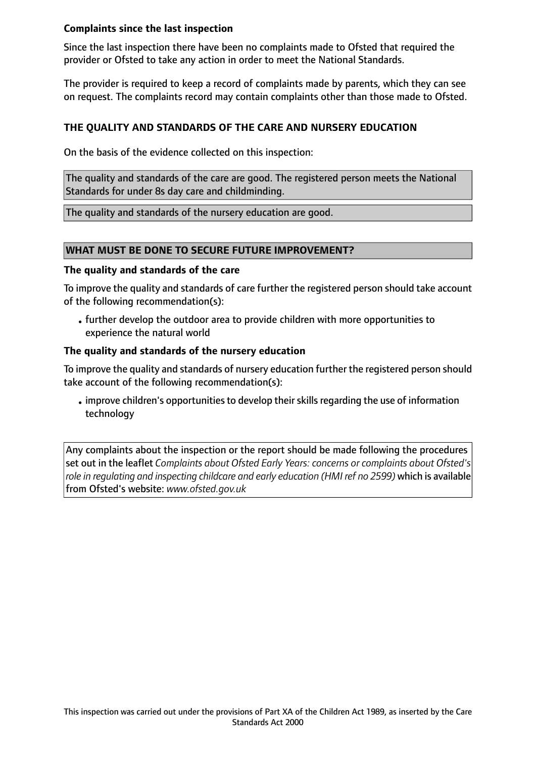**Complaints since the last inspection**

Since the last inspection there have been no complaints made to Ofsted that required the provider or Ofsted to take any action in order to meet the National Standards.

The provider is required to keep a record of complaints made by parents, which they can see on request. The complaints record may contain complaints other than those made to Ofsted.

## THE QUALITY AND STANDARDS OF THE CARE AND NURSERY EDUCATION

On the basis of the evidence collected on this inspection:

The quality and standards of the care are good. The registered person meets the National Standards for under 8s day care and childminding.

The quality and standards of the nursery education are good.

## WHAT MUST BE DONE TO SECURE FUTURE IMPROVEMENT?

**The quality and standards of the care**

To improve the quality and standards of care further the registered person should take account of the following recommendation(s):

- further develop the outdoor area to provide children with more opportunities to experience the natural world

**The quality and standards of the nursery education**

To improve the quality and standards of nursery education further the registered person should take account of the following recommendation(s):

- improve children's opportunities to develop their skills regarding the use of information technology

Any complaints about the inspection or the report should be made following the procedures set out in the leaflet *Complaints about Ofsted Early Years: concerns or complaints about Ofsted's role in regulating and inspecting childcare and early education (HMI ref no 2599)* which is available from Ofsted's website: *www.ofsted.gov.uk*

This inspection was carried out under the provisions of Part XA of the Children Act 1989, as inserted by the Care Standards Act 2000